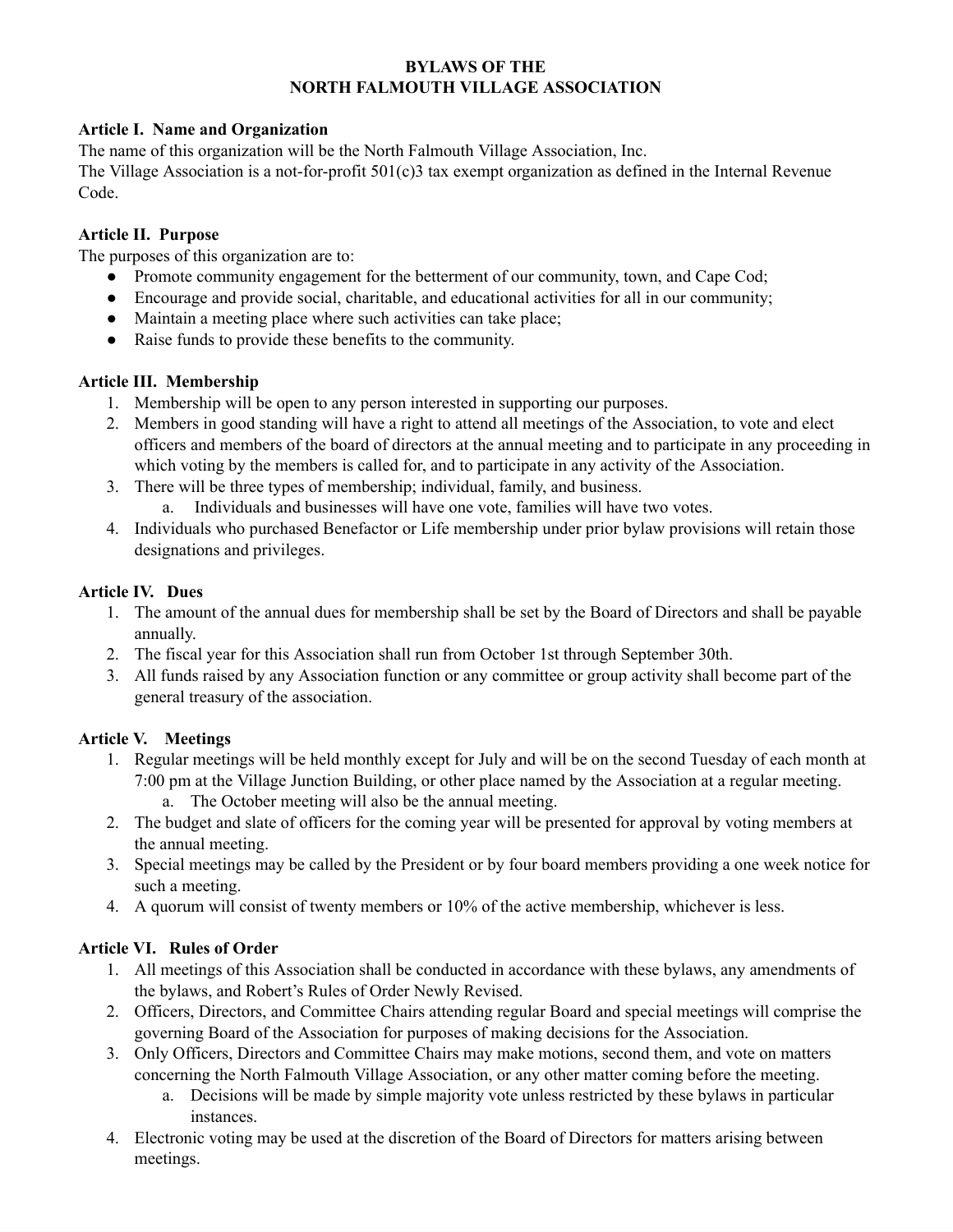# BYLAWS OF THE
# NORTH FALMOUTH VILLAGE ASSOCIATION

## Article I. Name and Organization

The name of this organization will be the North Falmouth Village Association, Inc.

The Village Association is a not-for-profit 501(c)3 tax exempt organization as defined in the Internal Revenue Code.

## Article II. Purpose

The purposes of this organization are to:

- Promote community engagement for the betterment of our community, town, and Cape Cod;
- Encourage and provide social, charitable, and educational activities for all in our community;
- Maintain a meeting place where such activities can take place;
- Raise funds to provide these benefits to the community.

## Article III. Membership

1. Membership will be open to any person interested in supporting our purposes.
2. Members in good standing will have a right to attend all meetings of the Association, to vote and elect officers and members of the board of directors at the annual meeting and to participate in any proceeding in which voting by the members is called for, and to participate in any activity of the Association.
3. There will be three types of membership; individual, family, and business.
    a. Individuals and businesses will have one vote, families will have two votes.
4. Individuals who purchased Benefactor or Life membership under prior bylaw provisions will retain those designations and privileges.

## Article IV. Dues

1. The amount of the annual dues for membership shall be set by the Board of Directors and shall be payable annually.
2. The fiscal year for this Association shall run from October 1st through September 30th.
3. All funds raised by any Association function or any committee or group activity shall become part of the general treasury of the association.

## Article V. Meetings

1. Regular meetings will be held monthly except for July and will be on the second Tuesday of each month at 7:00 pm at the Village Junction Building, or other place named by the Association at a regular meeting.
    a. The October meeting will also be the annual meeting.
2. The budget and slate of officers for the coming year will be presented for approval by voting members at the annual meeting.
3. Special meetings may be called by the President or by four board members providing a one week notice for such a meeting.
4. A quorum will consist of twenty members or 10% of the active membership, whichever is less.

## Article VI. Rules of Order

1. All meetings of this Association shall be conducted in accordance with these bylaws, any amendments of the bylaws, and Robert's Rules of Order Newly Revised.
2. Officers, Directors, and Committee Chairs attending regular Board and special meetings will comprise the governing Board of the Association for purposes of making decisions for the Association.
3. Only Officers, Directors and Committee Chairs may make motions, second them, and vote on matters concerning the North Falmouth Village Association, or any other matter coming before the meeting.
    a. Decisions will be made by simple majority vote unless restricted by these bylaws in particular instances.
4. Electronic voting may be used at the discretion of the Board of Directors for matters arising between meetings.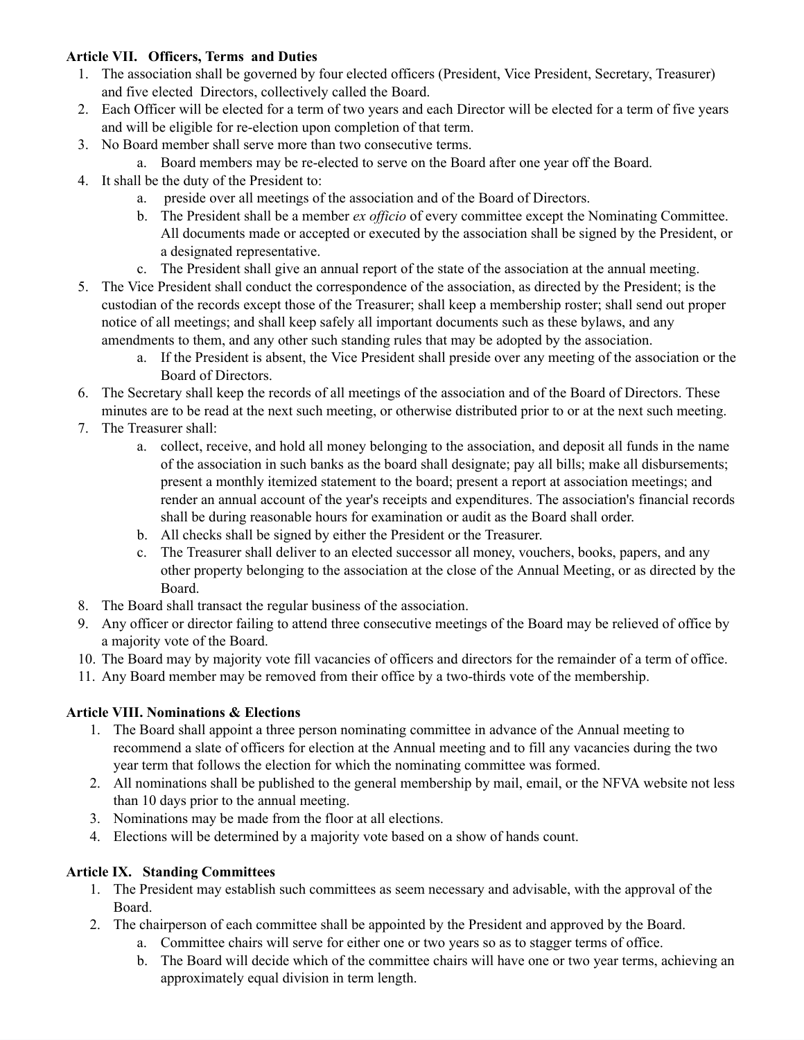**Article VII. Officers, Terms and Duties**

1. The association shall be governed by four elected officers (President, Vice President, Secretary, Treasurer) and five elected Directors, collectively called the Board.
2. Each Officer will be elected for a term of two years and each Director will be elected for a term of five years and will be eligible for re-election upon completion of that term.
3. No Board member shall serve more than two consecutive terms.
    a. Board members may be re-elected to serve on the Board after one year off the Board.
4. It shall be the duty of the President to:
    a. preside over all meetings of the association and of the Board of Directors.
    b. The President shall be a member *ex officio* of every committee except the Nominating Committee. All documents made or accepted or executed by the association shall be signed by the President, or a designated representative.
    c. The President shall give an annual report of the state of the association at the annual meeting.
5. The Vice President shall conduct the correspondence of the association, as directed by the President; is the custodian of the records except those of the Treasurer; shall keep a membership roster; shall send out proper notice of all meetings; and shall keep safely all important documents such as these bylaws, and any amendments to them, and any other such standing rules that may be adopted by the association.
    a. If the President is absent, the Vice President shall preside over any meeting of the association or the Board of Directors.
6. The Secretary shall keep the records of all meetings of the association and of the Board of Directors. These minutes are to be read at the next such meeting, or otherwise distributed prior to or at the next such meeting.
7. The Treasurer shall:
    a. collect, receive, and hold all money belonging to the association, and deposit all funds in the name of the association in such banks as the board shall designate; pay all bills; make all disbursements; present a monthly itemized statement to the board; present a report at association meetings; and render an annual account of the year's receipts and expenditures. The association's financial records shall be during reasonable hours for examination or audit as the Board shall order.
    b. All checks shall be signed by either the President or the Treasurer.
    c. The Treasurer shall deliver to an elected successor all money, vouchers, books, papers, and any other property belonging to the association at the close of the Annual Meeting, or as directed by the Board.
8. The Board shall transact the regular business of the association.
9. Any officer or director failing to attend three consecutive meetings of the Board may be relieved of office by a majority vote of the Board.
10. The Board may by majority vote fill vacancies of officers and directors for the remainder of a term of office.
11. Any Board member may be removed from their office by a two-thirds vote of the membership.

**Article VIII. Nominations & Elections**

1. The Board shall appoint a three person nominating committee in advance of the Annual meeting to recommend a slate of officers for election at the Annual meeting and to fill any vacancies during the two year term that follows the election for which the nominating committee was formed.
2. All nominations shall be published to the general membership by mail, email, or the NFVA website not less than 10 days prior to the annual meeting.
3. Nominations may be made from the floor at all elections.
4. Elections will be determined by a majority vote based on a show of hands count.

**Article IX. Standing Committees**

1. The President may establish such committees as seem necessary and advisable, with the approval of the Board.
2. The chairperson of each committee shall be appointed by the President and approved by the Board.
    a. Committee chairs will serve for either one or two years so as to stagger terms of office.
    b. The Board will decide which of the committee chairs will have one or two year terms, achieving an approximately equal division in term length.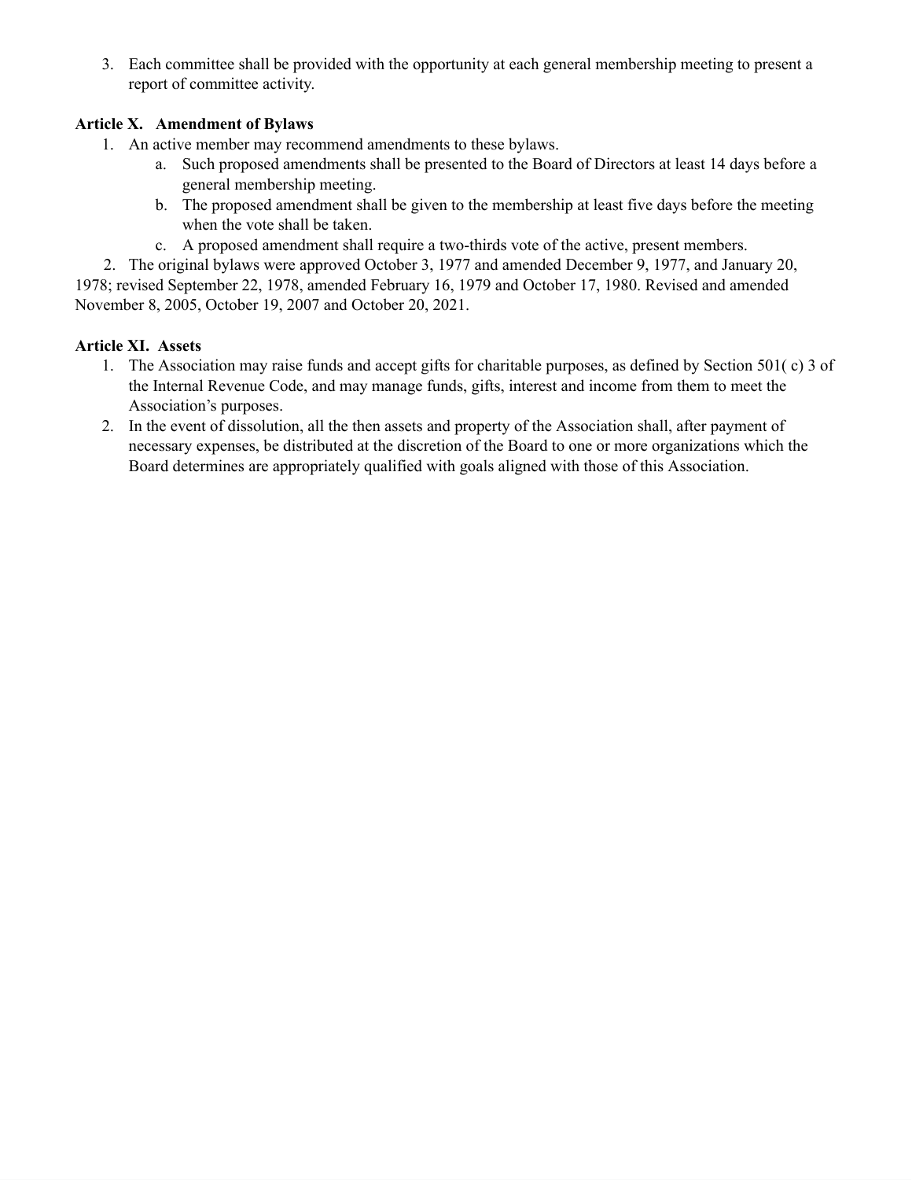3. Each committee shall be provided with the opportunity at each general membership meeting to present a report of committee activity.

**Article X. Amendment of Bylaws**

1. An active member may recommend amendments to these bylaws.
    a. Such proposed amendments shall be presented to the Board of Directors at least 14 days before a general membership meeting.
    b. The proposed amendment shall be given to the membership at least five days before the meeting when the vote shall be taken.
    c. A proposed amendment shall require a two-thirds vote of the active, present members.

2. The original bylaws were approved October 3, 1977 and amended December 9, 1977, and January 20, 1978; revised September 22, 1978, amended February 16, 1979 and October 17, 1980. Revised and amended November 8, 2005, October 19, 2007 and October 20, 2021.

**Article XI. Assets**

1. The Association may raise funds and accept gifts for charitable purposes, as defined by Section 501( c) 3 of the Internal Revenue Code, and may manage funds, gifts, interest and income from them to meet the Association's purposes.
2. In the event of dissolution, all the then assets and property of the Association shall, after payment of necessary expenses, be distributed at the discretion of the Board to one or more organizations which the Board determines are appropriately qualified with goals aligned with those of this Association.